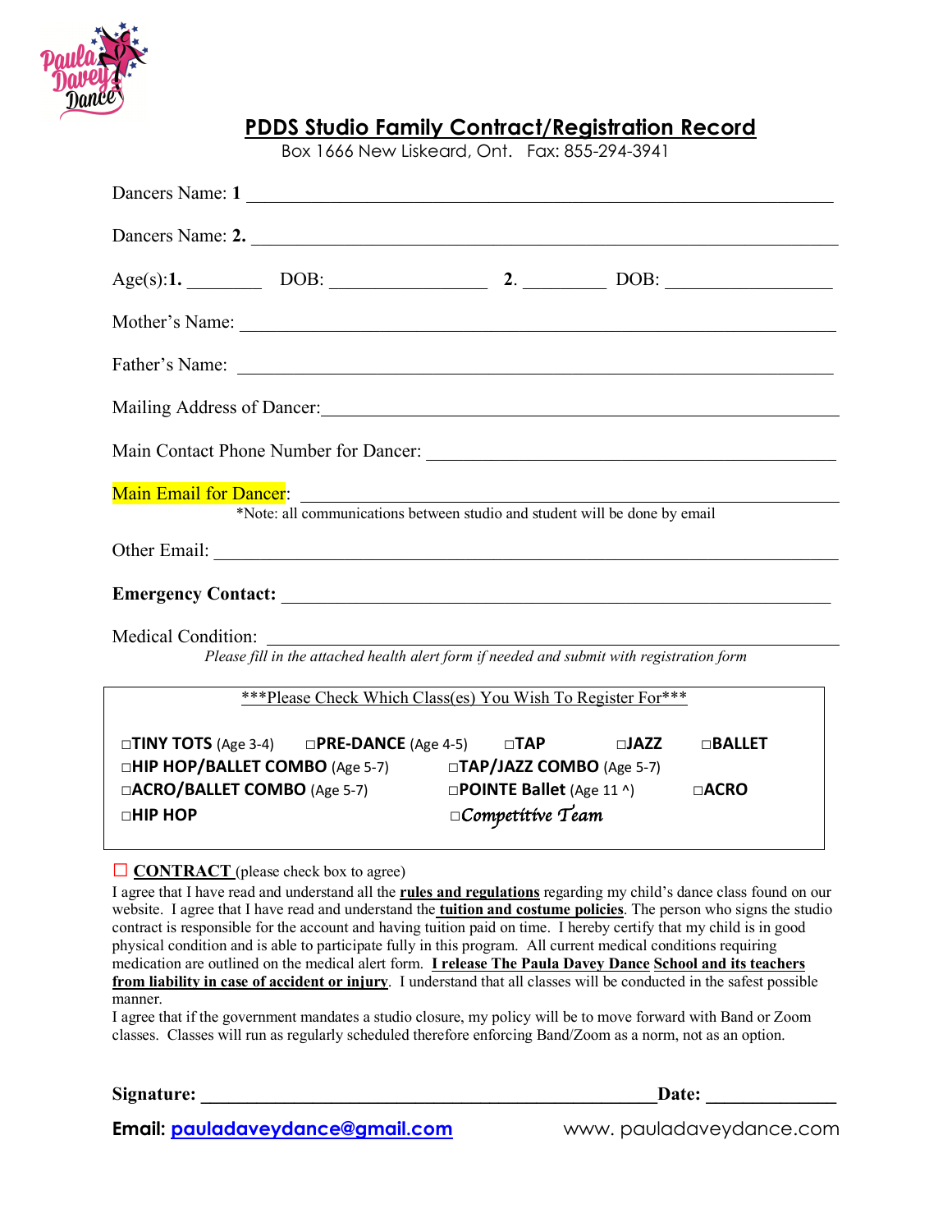# PDDS Studio Family Contract/Registration Record

Box 1666 New Liskeard, Ont. Fax: 855-294-3941

Dancers Name: **1** ______________________________

Dancers Name: **2.** ______________________________

Age(s):**1.** ________ DOB: ________________ **2**. _________ DOB: ________________

Mother's Name: ______________________________

Father's Name: ______________________________

Mailing Address of Dancer: ______________________________

Main Contact Phone Number for Dancer: ______________________________

Main Email for Dancer: ______________________________

*Note: all communications between studio and student will be done by email

Other Email: ______________________________

**Emergency Contact:** ______________________________

Medical Condition: ______________________________

*Please fill in the attached health alert form if needed and submit with registration form*

***Please Check Which Class(es) You Wish To Register For***

- ☐**TINY TOTS** (Age 3-4)
- ☐**PRE-DANCE** (Age 4-5)
- ☐**TAP**
- ☐**JAZZ**
- ☐**BALLET**
- ☐**HIP HOP/BALLET COMBO** (Age 5-7)
- ☐**TAP/JAZZ COMBO** (Age 5-7)
- ☐**ACRO/BALLET COMBO** (Age 5-7)
- ☐**POINTE Ballet** (Age 11 ^)
- ☐**ACRO**
- ☐**HIP HOP**
- ☐*Competitive Team*

☐ **CONTRACT** (please check box to agree)

I agree that I have read and understand all the **rules and regulations** regarding my child's dance class found on our website. I agree that I have read and understand the **tuition and costume policies**. The person who signs the studio contract is responsible for the account and having tuition paid on time. I hereby certify that my child is in good physical condition and is able to participate fully in this program. All current medical conditions requiring medication are outlined on the medical alert form. **I release The Paula Davey Dance School and its teachers from liability in case of accident or injury**. I understand that all classes will be conducted in the safest possible manner.

I agree that if the government mandates a studio closure, my policy will be to move forward with Band or Zoom classes. Classes will run as regularly scheduled therefore enforcing Band/Zoom as a norm, not as an option.

**Signature:** ______________________________ **Date:** ______________

**Email:** **paudaveydance@gmail.com** www. pauladaveydance.com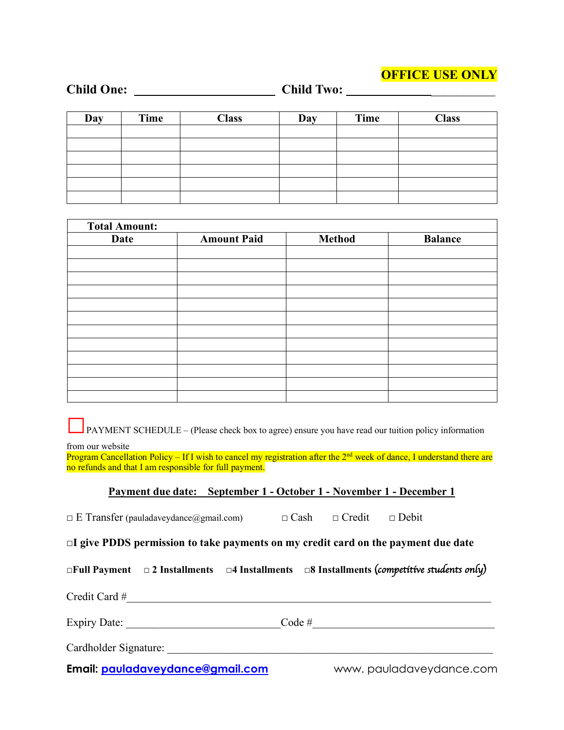**OFFICE USE ONLY**

**Child One:** ______________________ **Child Two:** ________________________

| Day | Time | Class | Day | Time | Class |
|---|---|---|---|---|---|
| | | | | | |
| | | | | | |
| | | | | | |
| | | | | | |
| | | | | | |
| | | | | | |

| **Total Amount:** | | | |
|---|---|---|---|
| **Date** | **Amount Paid** | **Method** | **Balance** |
| | | | |
| | | | |
| | | | |
| | | | |
| | | | |
| | | | |
| | | | |
| | | | |
| | | | |
| | | | |
| | | | |
| | | | |

☐ PAYMENT SCHEDULE – (Please check box to agree) ensure you have read our tuition policy information from our website

Program Cancellation Policy – If I wish to cancel my registration after the 2nd week of dance, I understand there are no refunds and that I am responsible for full payment.

**Payment due date: September 1 - October 1 - November 1 - December 1**

□ E Transfer (pauladaveydance@gmail.com) □ Cash □ Credit □ Debit

**□I give PDDS permission to take payments on my credit card on the payment due date**

**□Full Payment □ 2 Installments □4 Installments □8 Installments** *(competitive students only)*

Credit Card #_______________________________________________________________

Expiry Date: ____________________________Code #_________________________________

Cardholder Signature: ______________________________________________________

**Email:** pauladaveydance@gmail.com www. pauladaveydance.com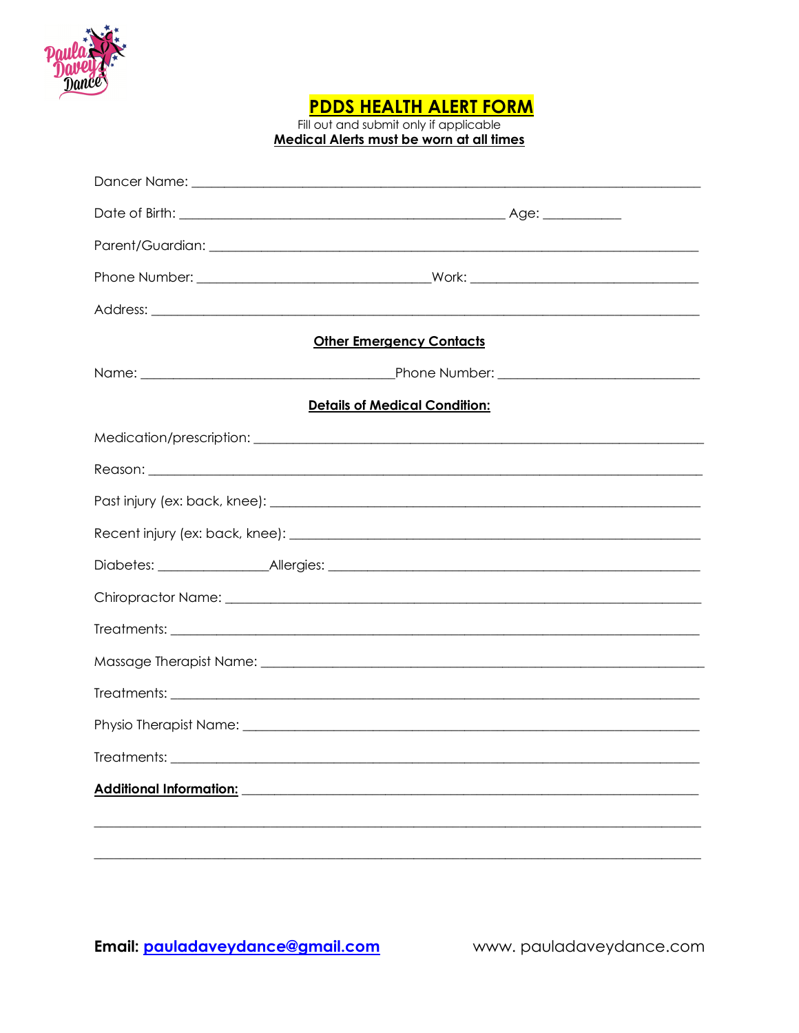# PDDS HEALTH ALERT FORM

Fill out and submit only if applicable

**Medical Alerts must be worn at all times**

Dancer Name: ______________________________________________

Date of Birth: ______________________________ Age: __________

Parent/Guardian: ______________________________________________

Phone Number: ______________________ Work: ______________________

Address: ______________________________________________

**Other Emergency Contacts**

Name: ______________________ Phone Number: ______________________

**Details of Medical Condition:**

Medication/prescription: ______________________________________________

Reason: ______________________________________________

Past injury (ex: back, knee): ______________________________________________

Recent injury (ex: back, knee): ______________________________________________

Diabetes: ____________ Allergies: ______________________________________________

Chiropractor Name: ______________________________________________

Treatments: ______________________________________________

Massage Therapist Name: ______________________________________________

Treatments: ______________________________________________

Physio Therapist Name: ______________________________________________

Treatments: ______________________________________________

**Additional Information:** ______________________________________________

______________________________________________

______________________________________________

**Email:** pauladaveydance@gmail.com www. pauladaveydance.com